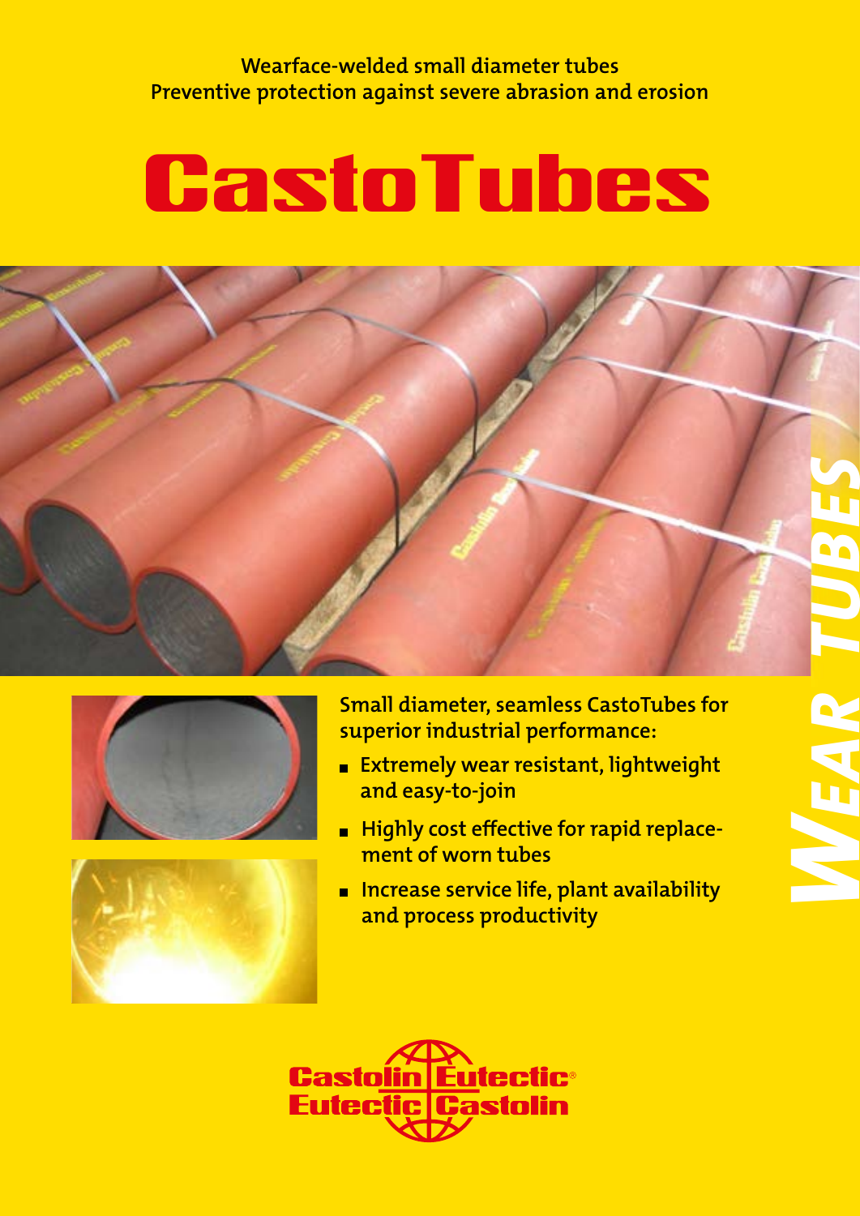Wearface-welded small diameter tubes
Preventive protection against severe abrasion and erosion

# CastoTubes

WEAR TUBES

Small diameter, seamless CastoTubes for superior industrial performance:

- Extremely wear resistant, lightweight and easy-to-join
- Highly cost effective for rapid replacement of worn tubes
- Increase service life, plant availability and process productivity

Castolin Eutectic®
Eutectic Castolin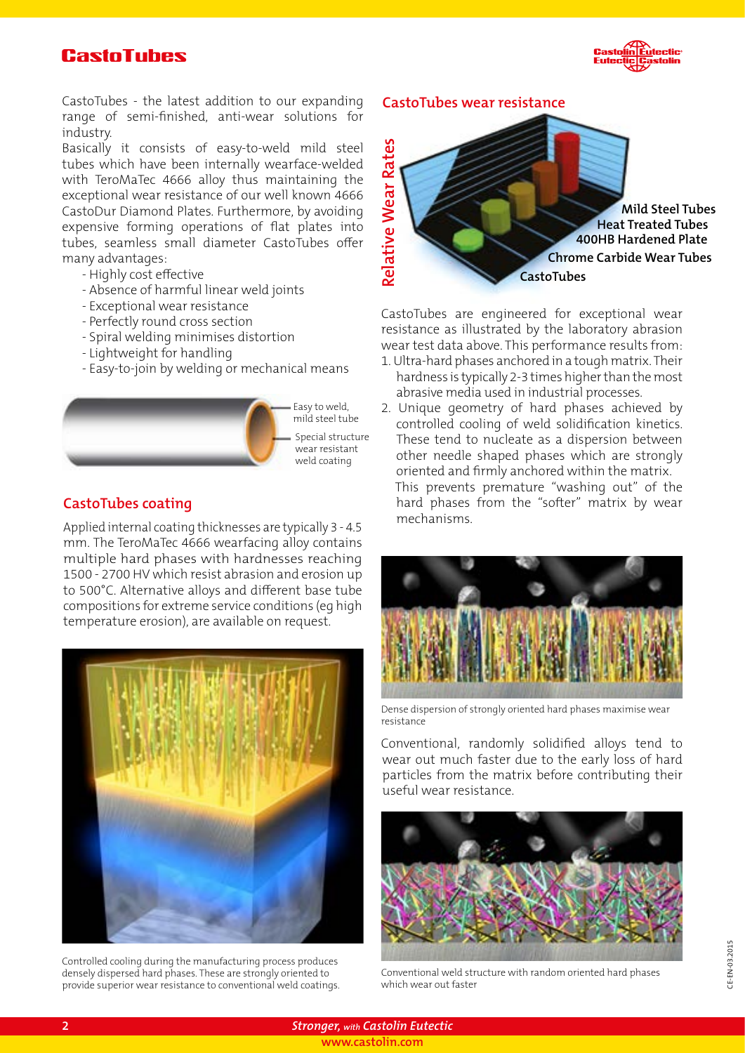# CastoTubes

CastoTubes - the latest addition to our expanding range of semi-finished, anti-wear solutions for industry.

Basically it consists of easy-to-weld mild steel tubes which have been internally wearface-welded with TeroMaTec 4666 alloy thus maintaining the exceptional wear resistance of our well known 4666 CastoDur Diamond Plates. Furthermore, by avoiding expensive forming operations of flat plates into tubes, seamless small diameter CastoTubes offer many advantages:

- Highly cost effective
- Absence of harmful linear weld joints
- Exceptional wear resistance
- Perfectly round cross section
- Spiral welding minimises distortion
- Lightweight for handling
- Easy-to-join by welding or mechanical means

Easy to weld, mild steel tube

Special structure wear resistant weld coating

## CastoTubes coating

Applied internal coating thicknesses are typically 3 - 4.5 mm. The TeroMaTec 4666 wearfacing alloy contains multiple hard phases with hardnesses reaching 1500 - 2700 HV which resist abrasion and erosion up to 500°C. Alternative alloys and different base tube compositions for extreme service conditions (eg high temperature erosion), are available on request.

Controlled cooling during the manufacturing process produces densely dispersed hard phases. These are strongly oriented to provide superior wear resistance to conventional weld coatings.

## CastoTubes wear resistance

Relative Wear Rates

Mild Steel Tubes

Heat Treated Tubes

400HB Hardened Plate

Chrome Carbide Wear Tubes

CastoTubes

CastoTubes are engineered for exceptional wear resistance as illustrated by the laboratory abrasion wear test data above. This performance results from:

1. Ultra-hard phases anchored in a tough matrix. Their hardness is typically 2-3 times higher than the most abrasive media used in industrial processes.
2. Unique geometry of hard phases achieved by controlled cooling of weld solidification kinetics. These tend to nucleate as a dispersion between other needle shaped phases which are strongly oriented and firmly anchored within the matrix.
   This prevents premature "washing out" of the hard phases from the "softer" matrix by wear mechanisms.

Dense dispersion of strongly oriented hard phases maximise wear resistance

Conventional, randomly solidified alloys tend to wear out much faster due to the early loss of hard particles from the matrix before contributing their useful wear resistance.

Conventional weld structure with random oriented hard phases which wear out faster

CE-EN-03.2015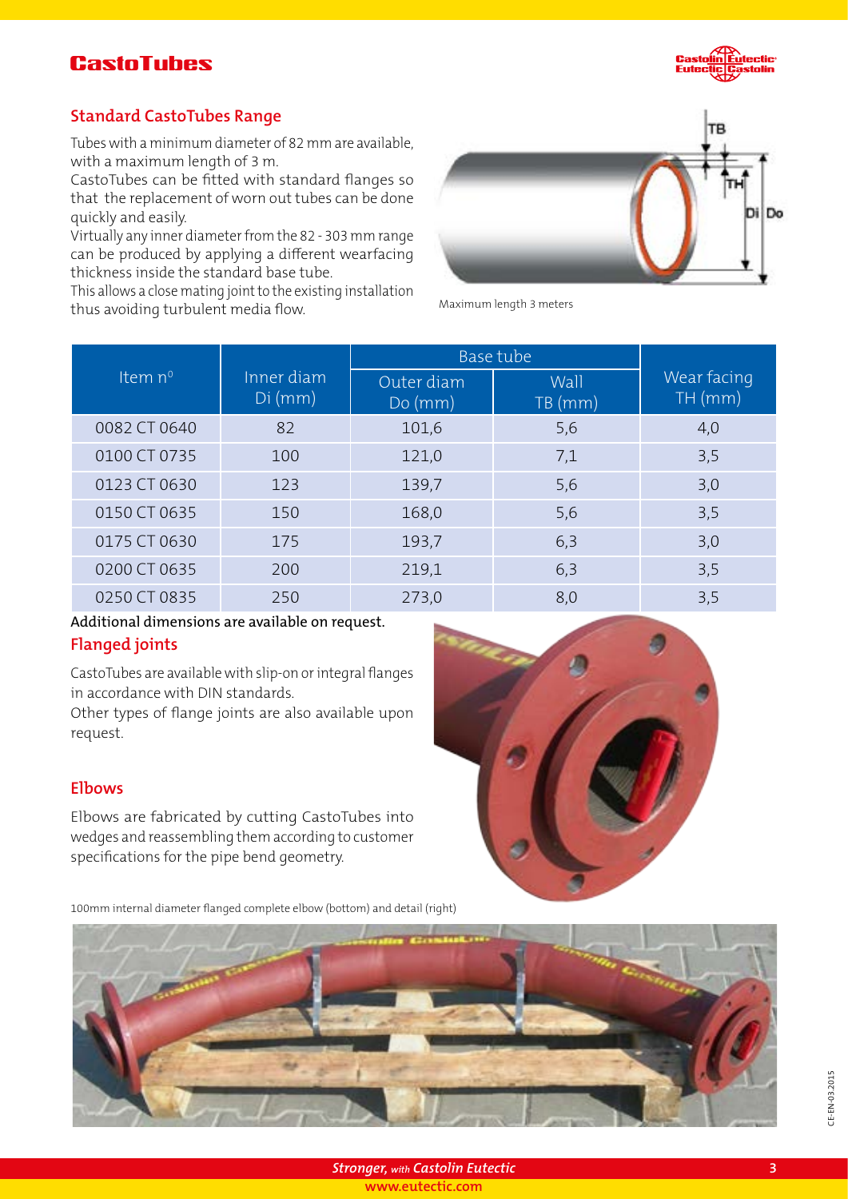## Standard CastoTubes Range

Tubes with a minimum diameter of 82 mm are available, with a maximum length of 3 m.
CastoTubes can be fitted with standard flanges so that the replacement of worn out tubes can be done quickly and easily.
Virtually any inner diameter from the 82 - 303 mm range can be produced by applying a different wearfacing thickness inside the standard base tube.
This allows a close mating joint to the existing installation thus avoiding turbulent media flow.

Maximum length 3 meters

| Item n° | Inner diam Di (mm) | Base tube | | Wear facing TH (mm) |
|---|---|---|---|---|
| | | Outer diam Do (mm) | Wall TB (mm) | |
| 0082 CT 0640 | 82 | 101,6 | 5,6 | 4,0 |
| 0100 CT 0735 | 100 | 121,0 | 7,1 | 3,5 |
| 0123 CT 0630 | 123 | 139,7 | 5,6 | 3,0 |
| 0150 CT 0635 | 150 | 168,0 | 5,6 | 3,5 |
| 0175 CT 0630 | 175 | 193,7 | 6,3 | 3,0 |
| 0200 CT 0635 | 200 | 219,1 | 6,3 | 3,5 |
| 0250 CT 0835 | 250 | 273,0 | 8,0 | 3,5 |

**Additional dimensions are available on request.**

## Flanged joints

CastoTubes are available with slip-on or integral flanges in accordance with DIN standards.
Other types of flange joints are also available upon request.

## Elbows

Elbows are fabricated by cutting CastoTubes into wedges and reassembling them according to customer specifications for the pipe bend geometry.

100mm internal diameter flanged complete elbow (bottom) and detail (right)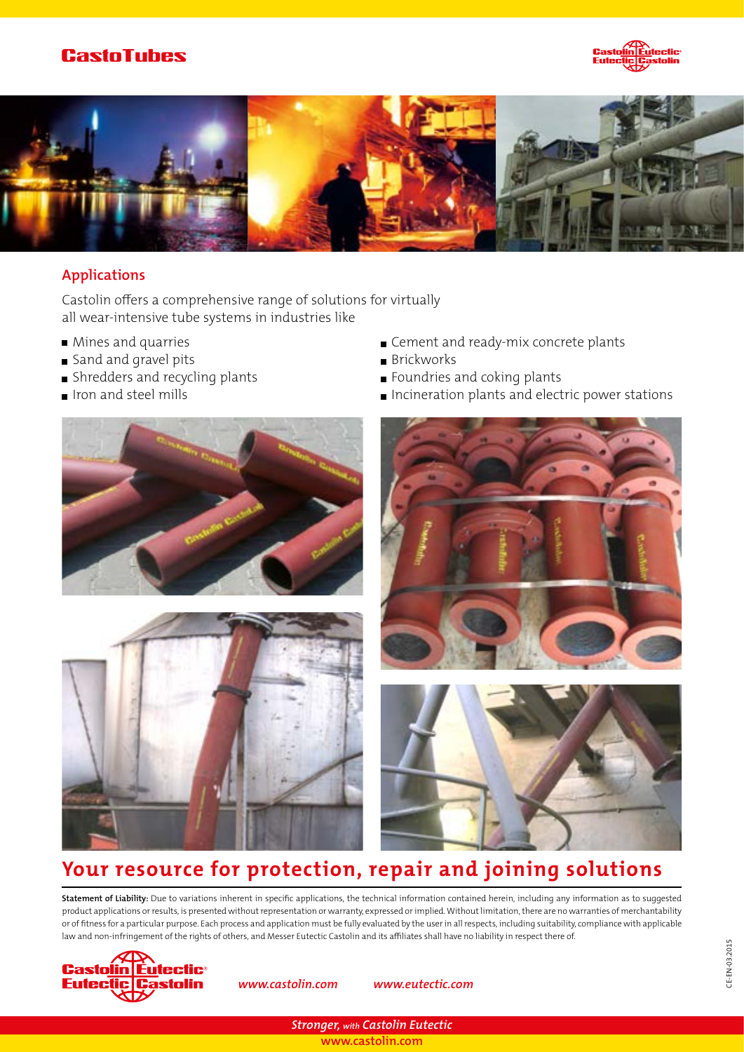## Applications

Castolin offers a comprehensive range of solutions for virtually all wear-intensive tube systems in industries like

- Mines and quarries
- Sand and gravel pits
- Shredders and recycling plants
- Iron and steel mills
- Cement and ready-mix concrete plants
- Brickworks
- Foundries and coking plants
- Incineration plants and electric power stations

# Your resource for protection, repair and joining solutions

**Statement of Liability:** Due to variations inherent in specific applications, the technical information contained herein, including any information as to suggested product applications or results, is presented without representation or warranty, expressed or implied. Without limitation, there are no warranties of merchantability or of fitness for a particular purpose. Each process and application must be fully evaluated by the user in all respects, including suitability, compliance with applicable law and non-infringement of the rights of others, and Messer Eutectic Castolin and its affiliates shall have no liability in respect there of.

*www.castolin.com* *www.eutectic.com*

CE-EN-03.2015

***Stronger, with Castolin Eutectic***

**www.castolin.com**